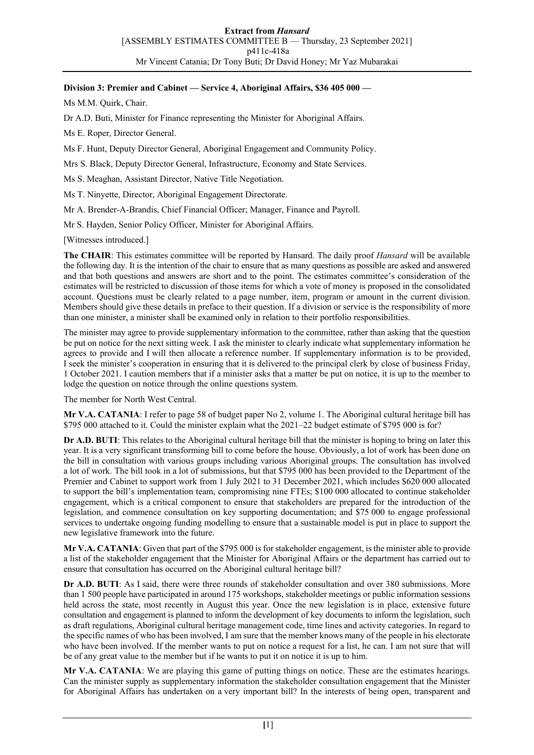**Division 3: Premier and Cabinet — Service 4, Aboriginal Affairs, $36 405 000 —**

Ms M.M. Quirk, Chair.

Dr A.D. Buti, Minister for Finance representing the Minister for Aboriginal Affairs.

Ms E. Roper, Director General.

Ms F. Hunt, Deputy Director General, Aboriginal Engagement and Community Policy.

Mrs S. Black, Deputy Director General, Infrastructure, Economy and State Services.

Ms S. Meaghan, Assistant Director, Native Title Negotiation.

Ms T. Ninyette, Director, Aboriginal Engagement Directorate.

Mr A. Brender-A-Brandis, Chief Financial Officer; Manager, Finance and Payroll.

Mr S. Hayden, Senior Policy Officer, Minister for Aboriginal Affairs.

[Witnesses introduced.]

**The CHAIR**: This estimates committee will be reported by Hansard. The daily proof *Hansard* will be available the following day. It is the intention of the chair to ensure that as many questions as possible are asked and answered and that both questions and answers are short and to the point. The estimates committee's consideration of the estimates will be restricted to discussion of those items for which a vote of money is proposed in the consolidated account. Questions must be clearly related to a page number, item, program or amount in the current division. Members should give these details in preface to their question. If a division or service is the responsibility of more than one minister, a minister shall be examined only in relation to their portfolio responsibilities.

The minister may agree to provide supplementary information to the committee, rather than asking that the question be put on notice for the next sitting week. I ask the minister to clearly indicate what supplementary information he agrees to provide and I will then allocate a reference number. If supplementary information is to be provided, I seek the minister's cooperation in ensuring that it is delivered to the principal clerk by close of business Friday, 1 October 2021. I caution members that if a minister asks that a matter be put on notice, it is up to the member to lodge the question on notice through the online questions system.

The member for North West Central.

**Mr V.A. CATANIA**: I refer to page 58 of budget paper No 2, volume 1. The Aboriginal cultural heritage bill has $795 000 attached to it. Could the minister explain what the 2021–22 budget estimate of $795 000 is for?

**Dr A.D. BUTI**: This relates to the Aboriginal cultural heritage bill that the minister is hoping to bring on later this year. It is a very significant transforming bill to come before the house. Obviously, a lot of work has been done on the bill in consultation with various groups including various Aboriginal groups. The consultation has involved a lot of work. The bill took in a lot of submissions, but that $795 000 has been provided to the Department of the Premier and Cabinet to support work from 1 July 2021 to 31 December 2021, which includes $620 000 allocated to support the bill's implementation team, compromising nine FTEs; $100 000 allocated to continue stakeholder engagement, which is a critical component to ensure that stakeholders are prepared for the introduction of the legislation, and commence consultation on key supporting documentation; and $75 000 to engage professional services to undertake ongoing funding modelling to ensure that a sustainable model is put in place to support the new legislative framework into the future.

**Mr V.A. CATANIA**: Given that part of the $795 000 is for stakeholder engagement, is the minister able to provide a list of the stakeholder engagement that the Minister for Aboriginal Affairs or the department has carried out to ensure that consultation has occurred on the Aboriginal cultural heritage bill?

**Dr A.D. BUTI**: As I said, there were three rounds of stakeholder consultation and over 380 submissions. More than 1 500 people have participated in around 175 workshops, stakeholder meetings or public information sessions held across the state, most recently in August this year. Once the new legislation is in place, extensive future consultation and engagement is planned to inform the development of key documents to inform the legislation, such as draft regulations, Aboriginal cultural heritage management code, time lines and activity categories. In regard to the specific names of who has been involved, I am sure that the member knows many of the people in his electorate who have been involved. If the member wants to put on notice a request for a list, he can. I am not sure that will be of any great value to the member but if he wants to put it on notice it is up to him.

**Mr V.A. CATANIA**: We are playing this game of putting things on notice. These are the estimates hearings. Can the minister supply as supplementary information the stakeholder consultation engagement that the Minister for Aboriginal Affairs has undertaken on a very important bill? In the interests of being open, transparent and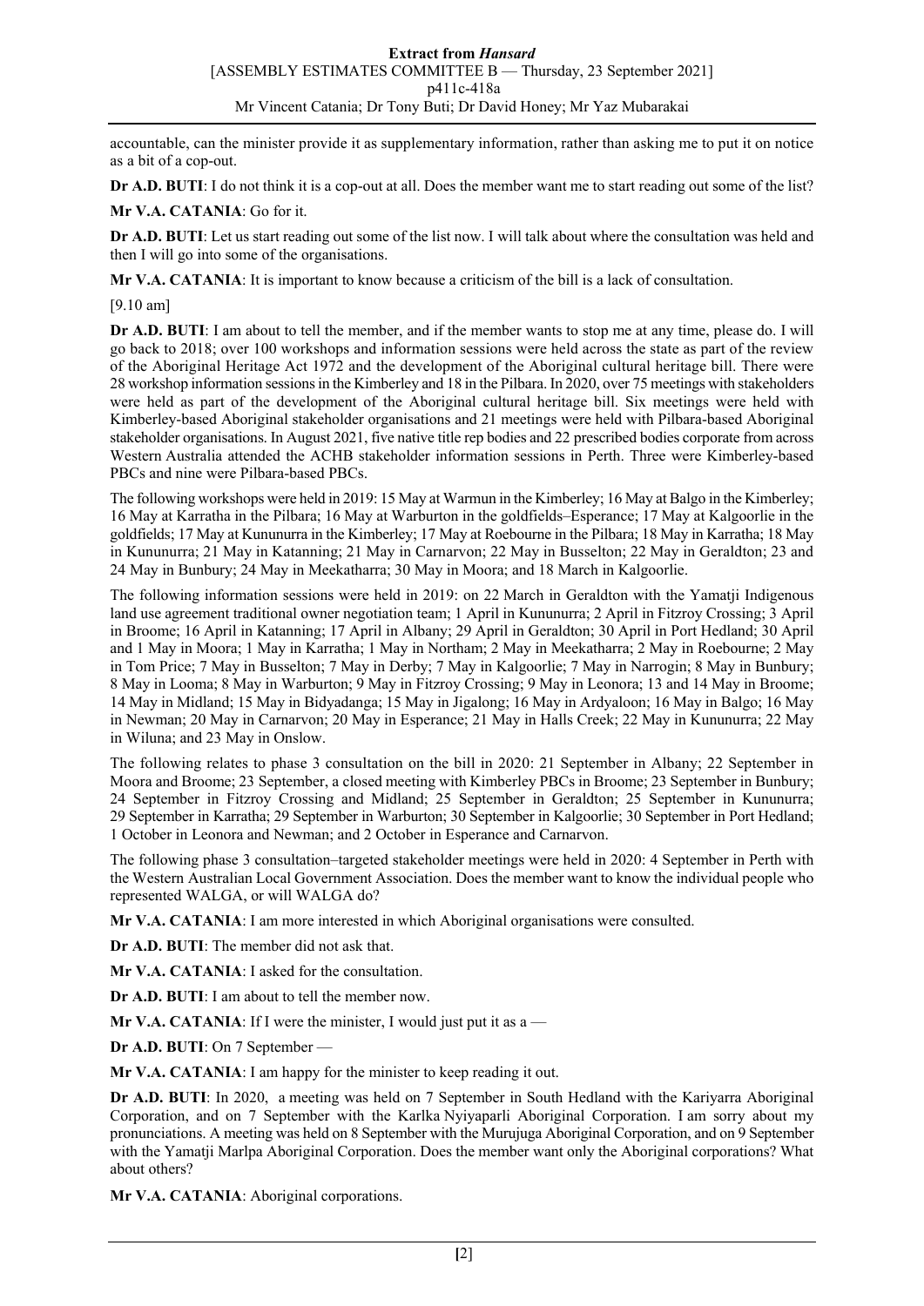accountable, can the minister provide it as supplementary information, rather than asking me to put it on notice as a bit of a cop-out.

**Dr A.D. BUTI**: I do not think it is a cop-out at all. Does the member want me to start reading out some of the list?

**Mr V.A. CATANIA**: Go for it.

**Dr A.D. BUTI**: Let us start reading out some of the list now. I will talk about where the consultation was held and then I will go into some of the organisations.

**Mr V.A. CATANIA**: It is important to know because a criticism of the bill is a lack of consultation.

[9.10 am]

**Dr A.D. BUTI**: I am about to tell the member, and if the member wants to stop me at any time, please do. I will go back to 2018; over 100 workshops and information sessions were held across the state as part of the review of the Aboriginal Heritage Act 1972 and the development of the Aboriginal cultural heritage bill. There were 28 workshop information sessions in the Kimberley and 18 in the Pilbara. In 2020, over 75 meetings with stakeholders were held as part of the development of the Aboriginal cultural heritage bill. Six meetings were held with Kimberley-based Aboriginal stakeholder organisations and 21 meetings were held with Pilbara-based Aboriginal stakeholder organisations. In August 2021, five native title rep bodies and 22 prescribed bodies corporate from across Western Australia attended the ACHB stakeholder information sessions in Perth. Three were Kimberley-based PBCs and nine were Pilbara-based PBCs.

The following workshops were held in 2019: 15 May at Warmun in the Kimberley; 16 May at Balgo in the Kimberley; 16 May at Karratha in the Pilbara; 16 May at Warburton in the goldfields–Esperance; 17 May at Kalgoorlie in the goldfields; 17 May at Kununurra in the Kimberley; 17 May at Roebourne in the Pilbara; 18 May in Karratha; 18 May in Kununurra; 21 May in Katanning; 21 May in Carnarvon; 22 May in Busselton; 22 May in Geraldton; 23 and 24 May in Bunbury; 24 May in Meekatharra; 30 May in Moora; and 18 March in Kalgoorlie.

The following information sessions were held in 2019: on 22 March in Geraldton with the Yamatji Indigenous land use agreement traditional owner negotiation team; 1 April in Kununurra; 2 April in Fitzroy Crossing; 3 April in Broome; 16 April in Katanning; 17 April in Albany; 29 April in Geraldton; 30 April in Port Hedland; 30 April and 1 May in Moora; 1 May in Karratha; 1 May in Northam; 2 May in Meekatharra; 2 May in Roebourne; 2 May in Tom Price; 7 May in Busselton; 7 May in Derby; 7 May in Kalgoorlie; 7 May in Narrogin; 8 May in Bunbury; 8 May in Looma; 8 May in Warburton; 9 May in Fitzroy Crossing; 9 May in Leonora; 13 and 14 May in Broome; 14 May in Midland; 15 May in Bidyadanga; 15 May in Jigalong; 16 May in Ardyaloon; 16 May in Balgo; 16 May in Newman; 20 May in Carnarvon; 20 May in Esperance; 21 May in Halls Creek; 22 May in Kununurra; 22 May in Wiluna; and 23 May in Onslow.

The following relates to phase 3 consultation on the bill in 2020: 21 September in Albany; 22 September in Moora and Broome; 23 September, a closed meeting with Kimberley PBCs in Broome; 23 September in Bunbury; 24 September in Fitzroy Crossing and Midland; 25 September in Geraldton; 25 September in Kununurra; 29 September in Karratha; 29 September in Warburton; 30 September in Kalgoorlie; 30 September in Port Hedland; 1 October in Leonora and Newman; and 2 October in Esperance and Carnarvon.

The following phase 3 consultation–targeted stakeholder meetings were held in 2020: 4 September in Perth with the Western Australian Local Government Association. Does the member want to know the individual people who represented WALGA, or will WALGA do?

**Mr V.A. CATANIA**: I am more interested in which Aboriginal organisations were consulted.

**Dr A.D. BUTI**: The member did not ask that.

**Mr V.A. CATANIA**: I asked for the consultation.

**Dr A.D. BUTI**: I am about to tell the member now.

**Mr V.A. CATANIA**: If I were the minister, I would just put it as a —

**Dr A.D. BUTI**: On 7 September —

**Mr V.A. CATANIA**: I am happy for the minister to keep reading it out.

**Dr A.D. BUTI**: In 2020, a meeting was held on 7 September in South Hedland with the Kariyarra Aboriginal Corporation, and on 7 September with the Karlka Nyiyaparli Aboriginal Corporation. I am sorry about my pronunciations. A meeting was held on 8 September with the Murujuga Aboriginal Corporation, and on 9 September with the Yamatji Marlpa Aboriginal Corporation. Does the member want only the Aboriginal corporations? What about others?

**Mr V.A. CATANIA**: Aboriginal corporations.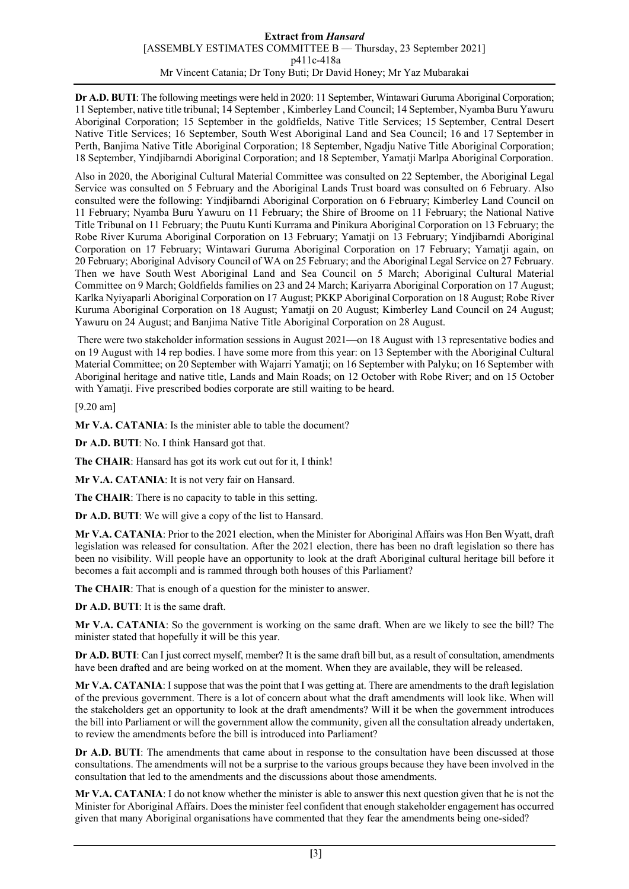**Dr A.D. BUTI**: The following meetings were held in 2020: 11 September, Wintawari Guruma Aboriginal Corporation; 11 September, native title tribunal; 14 September , Kimberley Land Council; 14 September, Nyamba Buru Yawuru Aboriginal Corporation; 15 September in the goldfields, Native Title Services; 15 September, Central Desert Native Title Services; 16 September, South West Aboriginal Land and Sea Council; 16 and 17 September in Perth, Banjima Native Title Aboriginal Corporation; 18 September, Ngadju Native Title Aboriginal Corporation; 18 September, Yindjibarndi Aboriginal Corporation; and 18 September, Yamatji Marlpa Aboriginal Corporation.

Also in 2020, the Aboriginal Cultural Material Committee was consulted on 22 September, the Aboriginal Legal Service was consulted on 5 February and the Aboriginal Lands Trust board was consulted on 6 February. Also consulted were the following: Yindjibarndi Aboriginal Corporation on 6 February; Kimberley Land Council on 11 February; Nyamba Buru Yawuru on 11 February; the Shire of Broome on 11 February; the National Native Title Tribunal on 11 February; the Puutu Kunti Kurrama and Pinikura Aboriginal Corporation on 13 February; the Robe River Kuruma Aboriginal Corporation on 13 February; Yamatji on 13 February; Yindjibarndi Aboriginal Corporation on 17 February; Wintawari Guruma Aboriginal Corporation on 17 February; Yamatji again, on 20 February; Aboriginal Advisory Council of WA on 25 February; and the Aboriginal Legal Service on 27 February. Then we have South West Aboriginal Land and Sea Council on 5 March; Aboriginal Cultural Material Committee on 9 March; Goldfields families on 23 and 24 March; Kariyarra Aboriginal Corporation on 17 August; Karlka Nyiyaparli Aboriginal Corporation on 17 August; PKKP Aboriginal Corporation on 18 August; Robe River Kuruma Aboriginal Corporation on 18 August; Yamatji on 20 August; Kimberley Land Council on 24 August; Yawuru on 24 August; and Banjima Native Title Aboriginal Corporation on 28 August.

There were two stakeholder information sessions in August 2021—on 18 August with 13 representative bodies and on 19 August with 14 rep bodies. I have some more from this year: on 13 September with the Aboriginal Cultural Material Committee; on 20 September with Wajarri Yamatji; on 16 September with Palyku; on 16 September with Aboriginal heritage and native title, Lands and Main Roads; on 12 October with Robe River; and on 15 October with Yamatji. Five prescribed bodies corporate are still waiting to be heard.

[9.20 am]

**Mr V.A. CATANIA**: Is the minister able to table the document?

**Dr A.D. BUTI**: No. I think Hansard got that.

**The CHAIR**: Hansard has got its work cut out for it, I think!

**Mr V.A. CATANIA**: It is not very fair on Hansard.

**The CHAIR**: There is no capacity to table in this setting.

**Dr A.D. BUTI**: We will give a copy of the list to Hansard.

**Mr V.A. CATANIA**: Prior to the 2021 election, when the Minister for Aboriginal Affairs was Hon Ben Wyatt, draft legislation was released for consultation. After the 2021 election, there has been no draft legislation so there has been no visibility. Will people have an opportunity to look at the draft Aboriginal cultural heritage bill before it becomes a fait accompli and is rammed through both houses of this Parliament?

**The CHAIR**: That is enough of a question for the minister to answer.

**Dr A.D. BUTI**: It is the same draft.

**Mr V.A. CATANIA**: So the government is working on the same draft. When are we likely to see the bill? The minister stated that hopefully it will be this year.

**Dr A.D. BUTI**: Can I just correct myself, member? It is the same draft bill but, as a result of consultation, amendments have been drafted and are being worked on at the moment. When they are available, they will be released.

**Mr V.A. CATANIA**: I suppose that was the point that I was getting at. There are amendments to the draft legislation of the previous government. There is a lot of concern about what the draft amendments will look like. When will the stakeholders get an opportunity to look at the draft amendments? Will it be when the government introduces the bill into Parliament or will the government allow the community, given all the consultation already undertaken, to review the amendments before the bill is introduced into Parliament?

**Dr A.D. BUTI**: The amendments that came about in response to the consultation have been discussed at those consultations. The amendments will not be a surprise to the various groups because they have been involved in the consultation that led to the amendments and the discussions about those amendments.

**Mr V.A. CATANIA**: I do not know whether the minister is able to answer this next question given that he is not the Minister for Aboriginal Affairs. Does the minister feel confident that enough stakeholder engagement has occurred given that many Aboriginal organisations have commented that they fear the amendments being one-sided?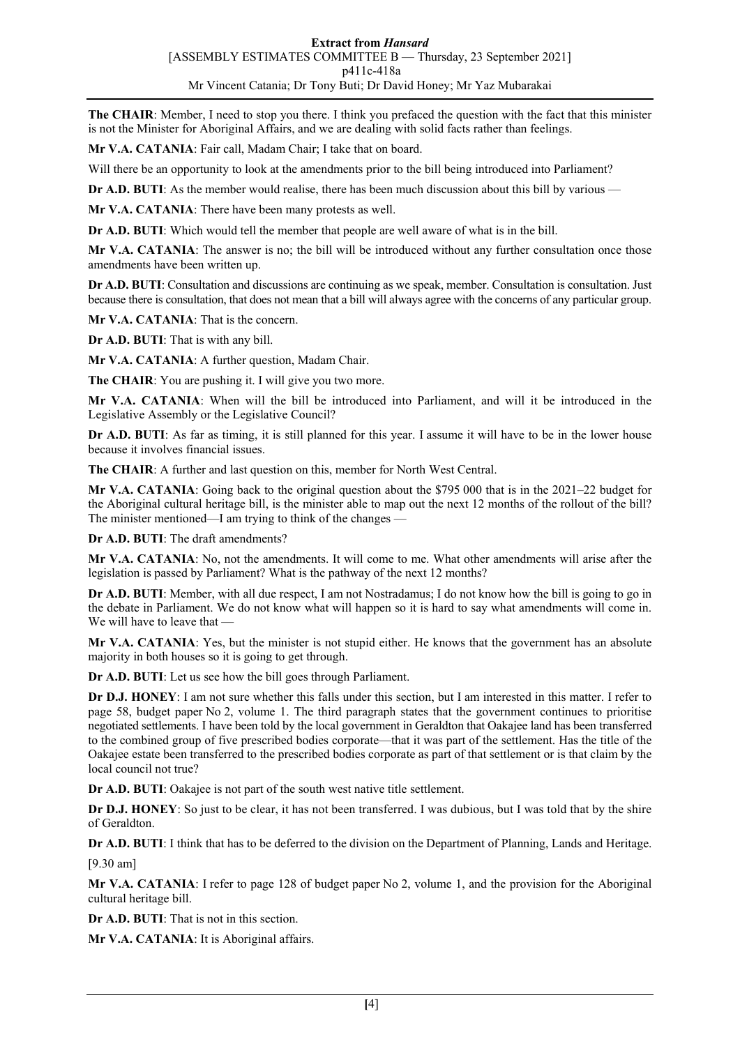**The CHAIR**: Member, I need to stop you there. I think you prefaced the question with the fact that this minister is not the Minister for Aboriginal Affairs, and we are dealing with solid facts rather than feelings.

**Mr V.A. CATANIA**: Fair call, Madam Chair; I take that on board.

Will there be an opportunity to look at the amendments prior to the bill being introduced into Parliament?

**Dr A.D. BUTI**: As the member would realise, there has been much discussion about this bill by various —

**Mr V.A. CATANIA**: There have been many protests as well.

**Dr A.D. BUTI**: Which would tell the member that people are well aware of what is in the bill.

**Mr V.A. CATANIA**: The answer is no; the bill will be introduced without any further consultation once those amendments have been written up.

**Dr A.D. BUTI**: Consultation and discussions are continuing as we speak, member. Consultation is consultation. Just because there is consultation, that does not mean that a bill will always agree with the concerns of any particular group.

**Mr V.A. CATANIA**: That is the concern.

**Dr A.D. BUTI**: That is with any bill.

**Mr V.A. CATANIA**: A further question, Madam Chair.

**The CHAIR**: You are pushing it. I will give you two more.

**Mr V.A. CATANIA**: When will the bill be introduced into Parliament, and will it be introduced in the Legislative Assembly or the Legislative Council?

**Dr A.D. BUTI**: As far as timing, it is still planned for this year. I assume it will have to be in the lower house because it involves financial issues.

**The CHAIR**: A further and last question on this, member for North West Central.

**Mr V.A. CATANIA**: Going back to the original question about the $795 000 that is in the 2021–22 budget for the Aboriginal cultural heritage bill, is the minister able to map out the next 12 months of the rollout of the bill? The minister mentioned—I am trying to think of the changes —

**Dr A.D. BUTI**: The draft amendments?

**Mr V.A. CATANIA**: No, not the amendments. It will come to me. What other amendments will arise after the legislation is passed by Parliament? What is the pathway of the next 12 months?

**Dr A.D. BUTI**: Member, with all due respect, I am not Nostradamus; I do not know how the bill is going to go in the debate in Parliament. We do not know what will happen so it is hard to say what amendments will come in. We will have to leave that —

**Mr V.A. CATANIA**: Yes, but the minister is not stupid either. He knows that the government has an absolute majority in both houses so it is going to get through.

**Dr A.D. BUTI**: Let us see how the bill goes through Parliament.

**Dr D.J. HONEY**: I am not sure whether this falls under this section, but I am interested in this matter. I refer to page 58, budget paper No 2, volume 1. The third paragraph states that the government continues to prioritise negotiated settlements. I have been told by the local government in Geraldton that Oakajee land has been transferred to the combined group of five prescribed bodies corporate—that it was part of the settlement. Has the title of the Oakajee estate been transferred to the prescribed bodies corporate as part of that settlement or is that claim by the local council not true?

**Dr A.D. BUTI**: Oakajee is not part of the south west native title settlement.

**Dr D.J. HONEY**: So just to be clear, it has not been transferred. I was dubious, but I was told that by the shire of Geraldton.

**Dr A.D. BUTI**: I think that has to be deferred to the division on the Department of Planning, Lands and Heritage.

[9.30 am]

**Mr V.A. CATANIA**: I refer to page 128 of budget paper No 2, volume 1, and the provision for the Aboriginal cultural heritage bill.

**Dr A.D. BUTI**: That is not in this section.

**Mr V.A. CATANIA**: It is Aboriginal affairs.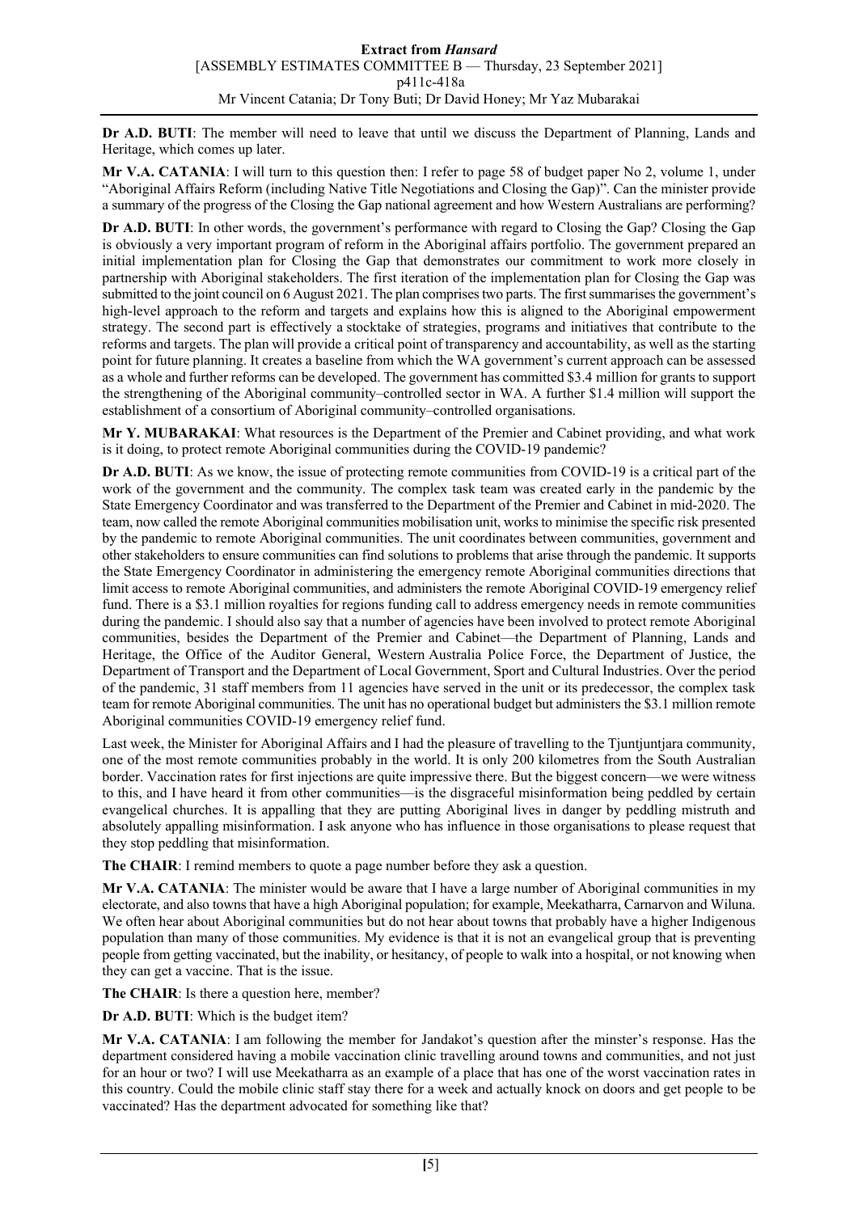**Dr A.D. BUTI**: The member will need to leave that until we discuss the Department of Planning, Lands and Heritage, which comes up later.

**Mr V.A. CATANIA**: I will turn to this question then: I refer to page 58 of budget paper No 2, volume 1, under "Aboriginal Affairs Reform (including Native Title Negotiations and Closing the Gap)". Can the minister provide a summary of the progress of the Closing the Gap national agreement and how Western Australians are performing?

**Dr A.D. BUTI**: In other words, the government's performance with regard to Closing the Gap? Closing the Gap is obviously a very important program of reform in the Aboriginal affairs portfolio. The government prepared an initial implementation plan for Closing the Gap that demonstrates our commitment to work more closely in partnership with Aboriginal stakeholders. The first iteration of the implementation plan for Closing the Gap was submitted to the joint council on 6 August 2021. The plan comprises two parts. The first summarises the government's high-level approach to the reform and targets and explains how this is aligned to the Aboriginal empowerment strategy. The second part is effectively a stocktake of strategies, programs and initiatives that contribute to the reforms and targets. The plan will provide a critical point of transparency and accountability, as well as the starting point for future planning. It creates a baseline from which the WA government's current approach can be assessed as a whole and further reforms can be developed. The government has committed $3.4 million for grants to support the strengthening of the Aboriginal community–controlled sector in WA. A further $1.4 million will support the establishment of a consortium of Aboriginal community–controlled organisations.

**Mr Y. MUBARAKAI**: What resources is the Department of the Premier and Cabinet providing, and what work is it doing, to protect remote Aboriginal communities during the COVID-19 pandemic?

**Dr A.D. BUTI**: As we know, the issue of protecting remote communities from COVID-19 is a critical part of the work of the government and the community. The complex task team was created early in the pandemic by the State Emergency Coordinator and was transferred to the Department of the Premier and Cabinet in mid-2020. The team, now called the remote Aboriginal communities mobilisation unit, works to minimise the specific risk presented by the pandemic to remote Aboriginal communities. The unit coordinates between communities, government and other stakeholders to ensure communities can find solutions to problems that arise through the pandemic. It supports the State Emergency Coordinator in administering the emergency remote Aboriginal communities directions that limit access to remote Aboriginal communities, and administers the remote Aboriginal COVID-19 emergency relief fund. There is a $3.1 million royalties for regions funding call to address emergency needs in remote communities during the pandemic. I should also say that a number of agencies have been involved to protect remote Aboriginal communities, besides the Department of the Premier and Cabinet—the Department of Planning, Lands and Heritage, the Office of the Auditor General, Western Australia Police Force, the Department of Justice, the Department of Transport and the Department of Local Government, Sport and Cultural Industries. Over the period of the pandemic, 31 staff members from 11 agencies have served in the unit or its predecessor, the complex task team for remote Aboriginal communities. The unit has no operational budget but administers the $3.1 million remote Aboriginal communities COVID-19 emergency relief fund.

Last week, the Minister for Aboriginal Affairs and I had the pleasure of travelling to the Tjuntjuntjara community, one of the most remote communities probably in the world. It is only 200 kilometres from the South Australian border. Vaccination rates for first injections are quite impressive there. But the biggest concern—we were witness to this, and I have heard it from other communities—is the disgraceful misinformation being peddled by certain evangelical churches. It is appalling that they are putting Aboriginal lives in danger by peddling mistruth and absolutely appalling misinformation. I ask anyone who has influence in those organisations to please request that they stop peddling that misinformation.

**The CHAIR**: I remind members to quote a page number before they ask a question.

**Mr V.A. CATANIA**: The minister would be aware that I have a large number of Aboriginal communities in my electorate, and also towns that have a high Aboriginal population; for example, Meekatharra, Carnarvon and Wiluna. We often hear about Aboriginal communities but do not hear about towns that probably have a higher Indigenous population than many of those communities. My evidence is that it is not an evangelical group that is preventing people from getting vaccinated, but the inability, or hesitancy, of people to walk into a hospital, or not knowing when they can get a vaccine. That is the issue.

**The CHAIR**: Is there a question here, member?

**Dr A.D. BUTI**: Which is the budget item?

**Mr V.A. CATANIA**: I am following the member for Jandakot's question after the minster's response. Has the department considered having a mobile vaccination clinic travelling around towns and communities, and not just for an hour or two? I will use Meekatharra as an example of a place that has one of the worst vaccination rates in this country. Could the mobile clinic staff stay there for a week and actually knock on doors and get people to be vaccinated? Has the department advocated for something like that?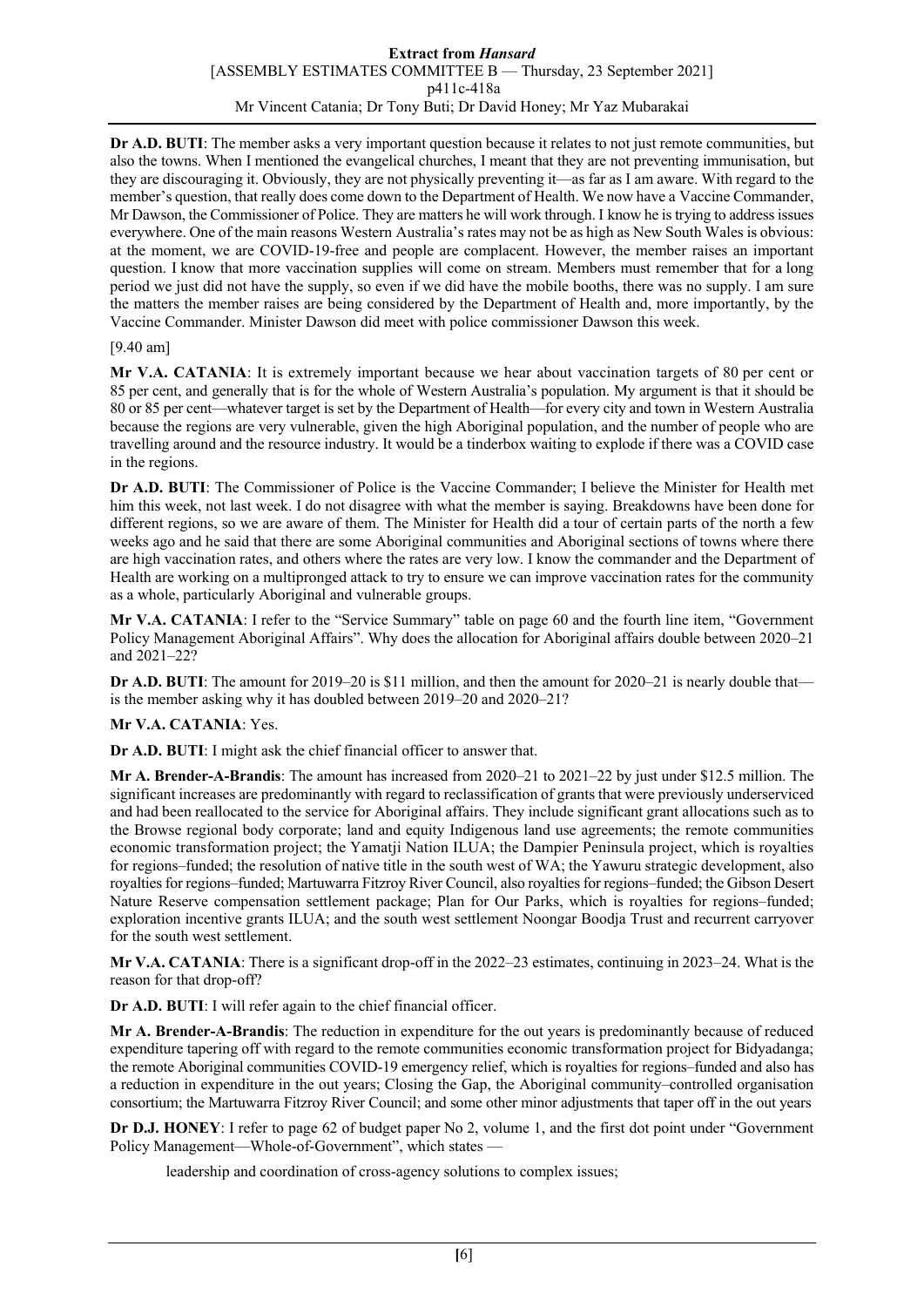**Dr A.D. BUTI**: The member asks a very important question because it relates to not just remote communities, but also the towns. When I mentioned the evangelical churches, I meant that they are not preventing immunisation, but they are discouraging it. Obviously, they are not physically preventing it—as far as I am aware. With regard to the member's question, that really does come down to the Department of Health. We now have a Vaccine Commander, Mr Dawson, the Commissioner of Police. They are matters he will work through. I know he is trying to address issues everywhere. One of the main reasons Western Australia's rates may not be as high as New South Wales is obvious: at the moment, we are COVID-19-free and people are complacent. However, the member raises an important question. I know that more vaccination supplies will come on stream. Members must remember that for a long period we just did not have the supply, so even if we did have the mobile booths, there was no supply. I am sure the matters the member raises are being considered by the Department of Health and, more importantly, by the Vaccine Commander. Minister Dawson did meet with police commissioner Dawson this week.

[9.40 am]

**Mr V.A. CATANIA**: It is extremely important because we hear about vaccination targets of 80 per cent or 85 per cent, and generally that is for the whole of Western Australia's population. My argument is that it should be 80 or 85 per cent—whatever target is set by the Department of Health—for every city and town in Western Australia because the regions are very vulnerable, given the high Aboriginal population, and the number of people who are travelling around and the resource industry. It would be a tinderbox waiting to explode if there was a COVID case in the regions.

**Dr A.D. BUTI**: The Commissioner of Police is the Vaccine Commander; I believe the Minister for Health met him this week, not last week. I do not disagree with what the member is saying. Breakdowns have been done for different regions, so we are aware of them. The Minister for Health did a tour of certain parts of the north a few weeks ago and he said that there are some Aboriginal communities and Aboriginal sections of towns where there are high vaccination rates, and others where the rates are very low. I know the commander and the Department of Health are working on a multipronged attack to try to ensure we can improve vaccination rates for the community as a whole, particularly Aboriginal and vulnerable groups.

**Mr V.A. CATANIA**: I refer to the "Service Summary" table on page 60 and the fourth line item, "Government Policy Management Aboriginal Affairs". Why does the allocation for Aboriginal affairs double between 2020–21 and 2021–22?

**Dr A.D. BUTI**: The amount for 2019–20 is $11 million, and then the amount for 2020–21 is nearly double that—is the member asking why it has doubled between 2019–20 and 2020–21?

**Mr V.A. CATANIA**: Yes.

**Dr A.D. BUTI**: I might ask the chief financial officer to answer that.

**Mr A. Brender-A-Brandis**: The amount has increased from 2020–21 to 2021–22 by just under $12.5 million. The significant increases are predominantly with regard to reclassification of grants that were previously underserviced and had been reallocated to the service for Aboriginal affairs. They include significant grant allocations such as to the Browse regional body corporate; land and equity Indigenous land use agreements; the remote communities economic transformation project; the Yamatji Nation ILUA; the Dampier Peninsula project, which is royalties for regions–funded; the resolution of native title in the south west of WA; the Yawuru strategic development, also royalties for regions–funded; Martuwarra Fitzroy River Council, also royalties for regions–funded; the Gibson Desert Nature Reserve compensation settlement package; Plan for Our Parks, which is royalties for regions–funded; exploration incentive grants ILUA; and the south west settlement Noongar Boodja Trust and recurrent carryover for the south west settlement.

**Mr V.A. CATANIA**: There is a significant drop-off in the 2022–23 estimates, continuing in 2023–24. What is the reason for that drop-off?

**Dr A.D. BUTI**: I will refer again to the chief financial officer.

**Mr A. Brender-A-Brandis**: The reduction in expenditure for the out years is predominantly because of reduced expenditure tapering off with regard to the remote communities economic transformation project for Bidyadanga; the remote Aboriginal communities COVID-19 emergency relief, which is royalties for regions–funded and also has a reduction in expenditure in the out years; Closing the Gap, the Aboriginal community–controlled organisation consortium; the Martuwarra Fitzroy River Council; and some other minor adjustments that taper off in the out years

**Dr D.J. HONEY**: I refer to page 62 of budget paper No 2, volume 1, and the first dot point under "Government Policy Management—Whole-of-Government", which states —

> leadership and coordination of cross-agency solutions to complex issues;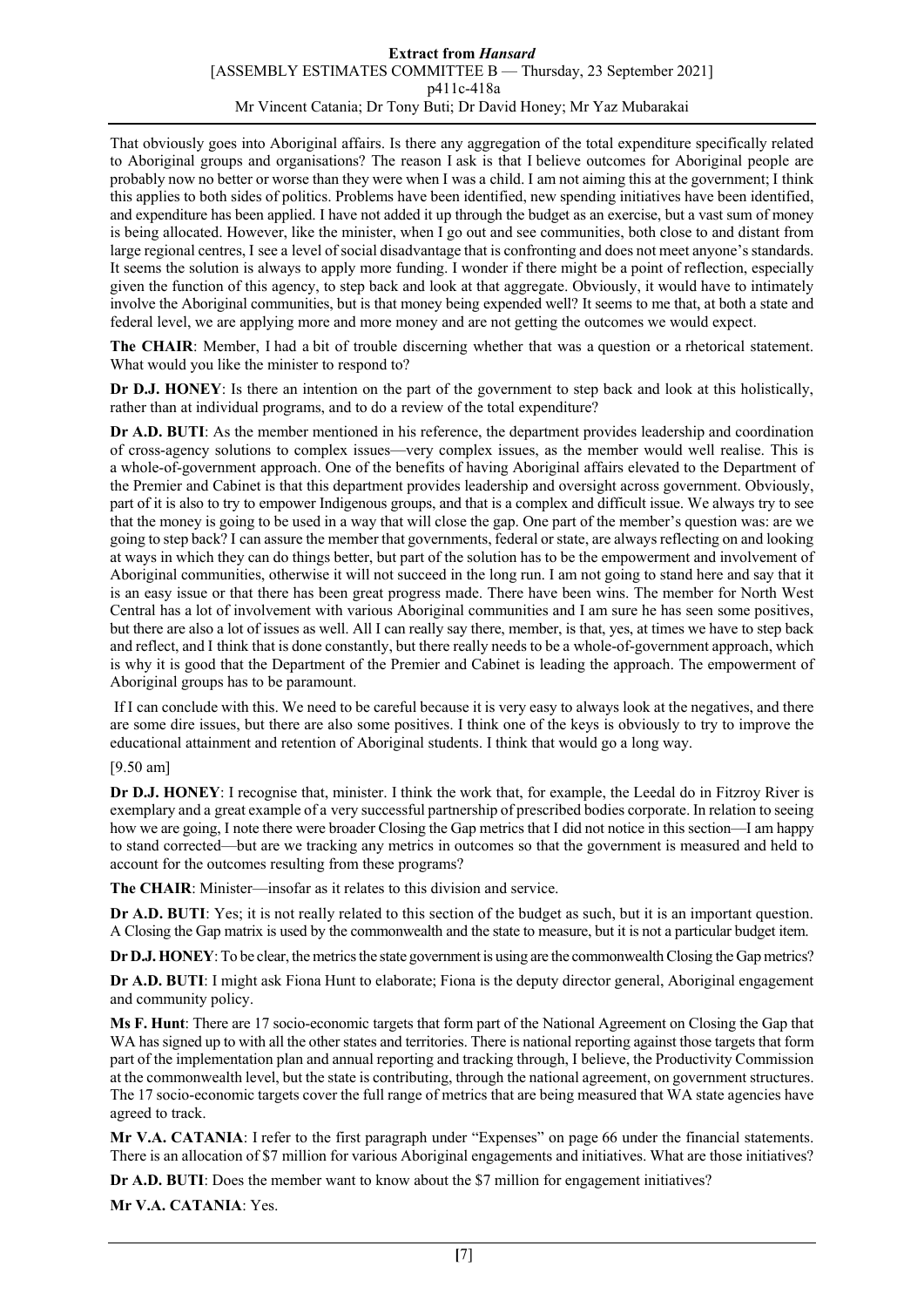That obviously goes into Aboriginal affairs. Is there any aggregation of the total expenditure specifically related to Aboriginal groups and organisations? The reason I ask is that I believe outcomes for Aboriginal people are probably now no better or worse than they were when I was a child. I am not aiming this at the government; I think this applies to both sides of politics. Problems have been identified, new spending initiatives have been identified, and expenditure has been applied. I have not added it up through the budget as an exercise, but a vast sum of money is being allocated. However, like the minister, when I go out and see communities, both close to and distant from large regional centres, I see a level of social disadvantage that is confronting and does not meet anyone's standards. It seems the solution is always to apply more funding. I wonder if there might be a point of reflection, especially given the function of this agency, to step back and look at that aggregate. Obviously, it would have to intimately involve the Aboriginal communities, but is that money being expended well? It seems to me that, at both a state and federal level, we are applying more and more money and are not getting the outcomes we would expect.

**The CHAIR**: Member, I had a bit of trouble discerning whether that was a question or a rhetorical statement. What would you like the minister to respond to?

**Dr D.J. HONEY**: Is there an intention on the part of the government to step back and look at this holistically, rather than at individual programs, and to do a review of the total expenditure?

**Dr A.D. BUTI**: As the member mentioned in his reference, the department provides leadership and coordination of cross-agency solutions to complex issues—very complex issues, as the member would well realise. This is a whole-of-government approach. One of the benefits of having Aboriginal affairs elevated to the Department of the Premier and Cabinet is that this department provides leadership and oversight across government. Obviously, part of it is also to try to empower Indigenous groups, and that is a complex and difficult issue. We always try to see that the money is going to be used in a way that will close the gap. One part of the member's question was: are we going to step back? I can assure the member that governments, federal or state, are always reflecting on and looking at ways in which they can do things better, but part of the solution has to be the empowerment and involvement of Aboriginal communities, otherwise it will not succeed in the long run. I am not going to stand here and say that it is an easy issue or that there has been great progress made. There have been wins. The member for North West Central has a lot of involvement with various Aboriginal communities and I am sure he has seen some positives, but there are also a lot of issues as well. All I can really say there, member, is that, yes, at times we have to step back and reflect, and I think that is done constantly, but there really needs to be a whole-of-government approach, which is why it is good that the Department of the Premier and Cabinet is leading the approach. The empowerment of Aboriginal groups has to be paramount.

If I can conclude with this. We need to be careful because it is very easy to always look at the negatives, and there are some dire issues, but there are also some positives. I think one of the keys is obviously to try to improve the educational attainment and retention of Aboriginal students. I think that would go a long way.

[9.50 am]

**Dr D.J. HONEY**: I recognise that, minister. I think the work that, for example, the Leedal do in Fitzroy River is exemplary and a great example of a very successful partnership of prescribed bodies corporate. In relation to seeing how we are going, I note there were broader Closing the Gap metrics that I did not notice in this section—I am happy to stand corrected—but are we tracking any metrics in outcomes so that the government is measured and held to account for the outcomes resulting from these programs?

**The CHAIR**: Minister—insofar as it relates to this division and service.

**Dr A.D. BUTI**: Yes; it is not really related to this section of the budget as such, but it is an important question. A Closing the Gap matrix is used by the commonwealth and the state to measure, but it is not a particular budget item.

**Dr D.J. HONEY**: To be clear, the metrics the state government is using are the commonwealth Closing the Gap metrics?

**Dr A.D. BUTI**: I might ask Fiona Hunt to elaborate; Fiona is the deputy director general, Aboriginal engagement and community policy.

**Ms F. Hunt**: There are 17 socio-economic targets that form part of the National Agreement on Closing the Gap that WA has signed up to with all the other states and territories. There is national reporting against those targets that form part of the implementation plan and annual reporting and tracking through, I believe, the Productivity Commission at the commonwealth level, but the state is contributing, through the national agreement, on government structures. The 17 socio-economic targets cover the full range of metrics that are being measured that WA state agencies have agreed to track.

**Mr V.A. CATANIA**: I refer to the first paragraph under "Expenses" on page 66 under the financial statements. There is an allocation of $7 million for various Aboriginal engagements and initiatives. What are those initiatives?

**Dr A.D. BUTI**: Does the member want to know about the $7 million for engagement initiatives?

**Mr V.A. CATANIA**: Yes.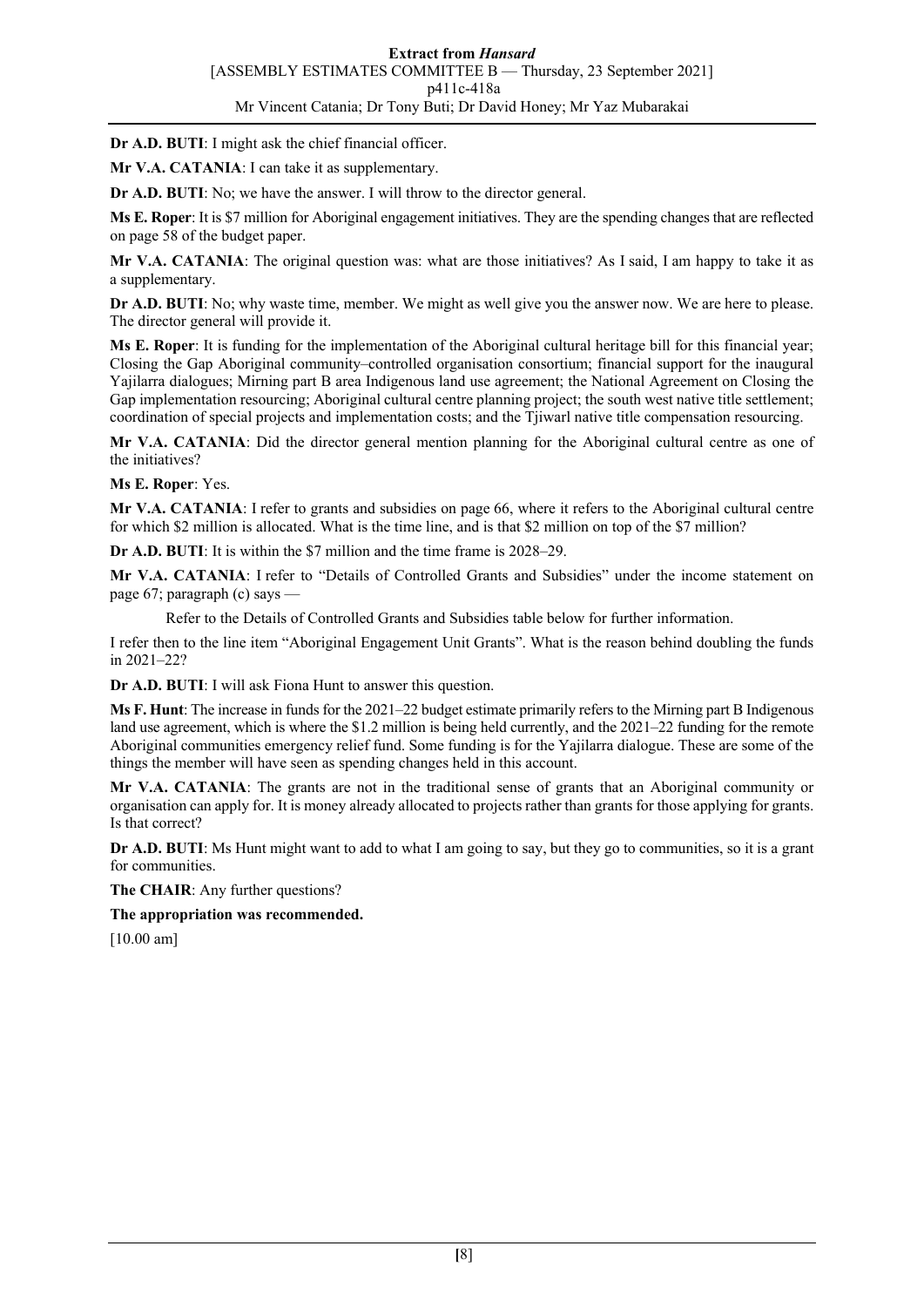**Dr A.D. BUTI**: I might ask the chief financial officer.

**Mr V.A. CATANIA**: I can take it as supplementary.

**Dr A.D. BUTI**: No; we have the answer. I will throw to the director general.

**Ms E. Roper**: It is $7 million for Aboriginal engagement initiatives. They are the spending changes that are reflected on page 58 of the budget paper.

**Mr V.A. CATANIA**: The original question was: what are those initiatives? As I said, I am happy to take it as a supplementary.

**Dr A.D. BUTI**: No; why waste time, member. We might as well give you the answer now. We are here to please. The director general will provide it.

**Ms E. Roper**: It is funding for the implementation of the Aboriginal cultural heritage bill for this financial year; Closing the Gap Aboriginal community–controlled organisation consortium; financial support for the inaugural Yajilarra dialogues; Mirning part B area Indigenous land use agreement; the National Agreement on Closing the Gap implementation resourcing; Aboriginal cultural centre planning project; the south west native title settlement; coordination of special projects and implementation costs; and the Tjiwarl native title compensation resourcing.

**Mr V.A. CATANIA**: Did the director general mention planning for the Aboriginal cultural centre as one of the initiatives?

**Ms E. Roper**: Yes.

**Mr V.A. CATANIA**: I refer to grants and subsidies on page 66, where it refers to the Aboriginal cultural centre for which $2 million is allocated. What is the time line, and is that $2 million on top of the $7 million?

**Dr A.D. BUTI**: It is within the $7 million and the time frame is 2028–29.

**Mr V.A. CATANIA**: I refer to "Details of Controlled Grants and Subsidies" under the income statement on page 67; paragraph (c) says —

> Refer to the Details of Controlled Grants and Subsidies table below for further information.

I refer then to the line item "Aboriginal Engagement Unit Grants". What is the reason behind doubling the funds in 2021–22?

**Dr A.D. BUTI**: I will ask Fiona Hunt to answer this question.

**Ms F. Hunt**: The increase in funds for the 2021–22 budget estimate primarily refers to the Mirning part B Indigenous land use agreement, which is where the $1.2 million is being held currently, and the 2021–22 funding for the remote Aboriginal communities emergency relief fund. Some funding is for the Yajilarra dialogue. These are some of the things the member will have seen as spending changes held in this account.

**Mr V.A. CATANIA**: The grants are not in the traditional sense of grants that an Aboriginal community or organisation can apply for. It is money already allocated to projects rather than grants for those applying for grants. Is that correct?

**Dr A.D. BUTI**: Ms Hunt might want to add to what I am going to say, but they go to communities, so it is a grant for communities.

**The CHAIR**: Any further questions?

**The appropriation was recommended.**

[10.00 am]